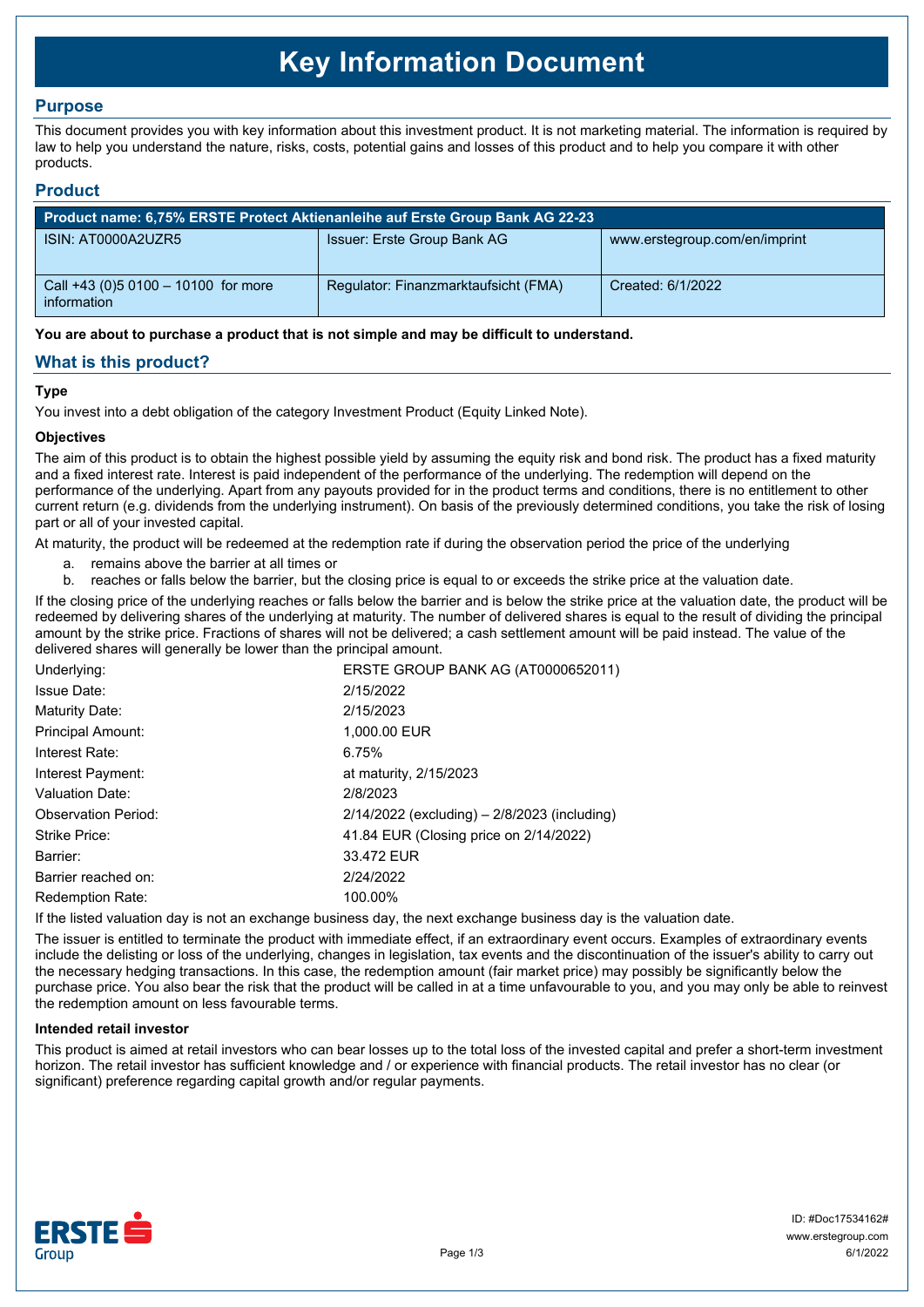# Key Information Document

## Purpose

This document provides you with key information about this investment product. It is not marketing material. The information is required by law to help you understand the nature, risks, costs, potential gains and losses of this product and to help you compare it with other products.

## Product

| Product name: 6,75% ERSTE Protect Aktienanleihe auf Erste Group Bank AG 22-23 | | |
|---|---|---|
| ISIN: AT0000A2UZR5 | Issuer: Erste Group Bank AG | www.erstegroup.com/en/imprint |
| Call +43 (0)5 0100 – 10100 for more information | Regulator: Finanzmarktaufsicht (FMA) | Created: 6/1/2022 |

**You are about to purchase a product that is not simple and may be difficult to understand.**

## What is this product?

### Type

You invest into a debt obligation of the category Investment Product (Equity Linked Note).

### Objectives

The aim of this product is to obtain the highest possible yield by assuming the equity risk and bond risk. The product has a fixed maturity and a fixed interest rate. Interest is paid independent of the performance of the underlying. The redemption will depend on the performance of the underlying. Apart from any payouts provided for in the product terms and conditions, there is no entitlement to other current return (e.g. dividends from the underlying instrument). On basis of the previously determined conditions, you take the risk of losing part or all of your invested capital.

At maturity, the product will be redeemed at the redemption rate if during the observation period the price of the underlying

a. remains above the barrier at all times or
b. reaches or falls below the barrier, but the closing price is equal to or exceeds the strike price at the valuation date.

If the closing price of the underlying reaches or falls below the barrier and is below the strike price at the valuation date, the product will be redeemed by delivering shares of the underlying at maturity. The number of delivered shares is equal to the result of dividing the principal amount by the strike price. Fractions of shares will not be delivered; a cash settlement amount will be paid instead. The value of the delivered shares will generally be lower than the principal amount.

| | |
|---|---|
| Underlying: | ERSTE GROUP BANK AG (AT0000652011) |
| Issue Date: | 2/15/2022 |
| Maturity Date: | 2/15/2023 |
| Principal Amount: | 1,000.00 EUR |
| Interest Rate: | 6.75% |
| Interest Payment: | at maturity, 2/15/2023 |
| Valuation Date: | 2/8/2023 |
| Observation Period: | 2/14/2022 (excluding) – 2/8/2023 (including) |
| Strike Price: | 41.84 EUR (Closing price on 2/14/2022) |
| Barrier: | 33.472 EUR |
| Barrier reached on: | 2/24/2022 |
| Redemption Rate: | 100.00% |

If the listed valuation day is not an exchange business day, the next exchange business day is the valuation date.

The issuer is entitled to terminate the product with immediate effect, if an extraordinary event occurs. Examples of extraordinary events include the delisting or loss of the underlying, changes in legislation, tax events and the discontinuation of the issuer's ability to carry out the necessary hedging transactions. In this case, the redemption amount (fair market price) may possibly be significantly below the purchase price. You also bear the risk that the product will be called in at a time unfavourable to you, and you may only be able to reinvest the redemption amount on less favourable terms.

### Intended retail investor

This product is aimed at retail investors who can bear losses up to the total loss of the invested capital and prefer a short-term investment horizon. The retail investor has sufficient knowledge and / or experience with financial products. The retail investor has no clear (or significant) preference regarding capital growth and/or regular payments.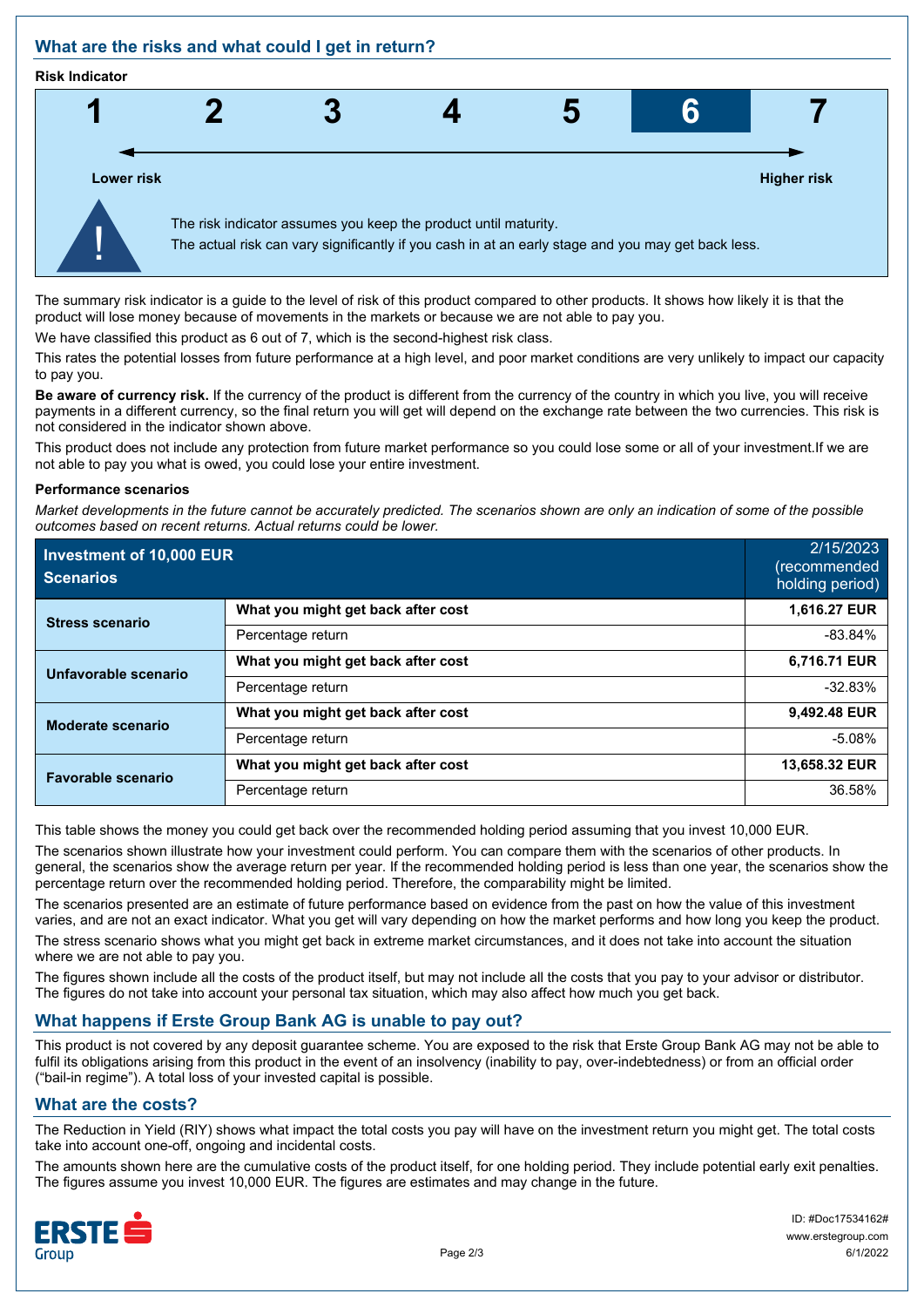## What are the risks and what could I get in return?

**Risk Indicator**

| 1 | 2 | 3 | 4 | 5 | **6** | 7 |
|---|---|---|---|---|---|---|

**Lower risk** → **Higher risk**

The risk indicator assumes you keep the product until maturity.
The actual risk can vary significantly if you cash in at an early stage and you may get back less.

The summary risk indicator is a guide to the level of risk of this product compared to other products. It shows how likely it is that the product will lose money because of movements in the markets or because we are not able to pay you.

We have classified this product as 6 out of 7, which is the second-highest risk class.

This rates the potential losses from future performance at a high level, and poor market conditions are very unlikely to impact our capacity to pay you.

**Be aware of currency risk.** If the currency of the product is different from the currency of the country in which you live, you will receive payments in a different currency, so the final return you will get will depend on the exchange rate between the two currencies. This risk is not considered in the indicator shown above.

This product does not include any protection from future market performance so you could lose some or all of your investment.If we are not able to pay you what is owed, you could lose your entire investment.

**Performance scenarios**

*Market developments in the future cannot be accurately predicted. The scenarios shown are only an indication of some of the possible outcomes based on recent returns. Actual returns could be lower.*

| **Investment of 10,000 EUR Scenarios** | | 2/15/2023 (recommended holding period) |
|---|---|---|
| **Stress scenario** | **What you might get back after cost** | **1,616.27 EUR** |
| | Percentage return | -83.84% |
| **Unfavorable scenario** | **What you might get back after cost** | **6,716.71 EUR** |
| | Percentage return | -32.83% |
| **Moderate scenario** | **What you might get back after cost** | **9,492.48 EUR** |
| | Percentage return | -5.08% |
| **Favorable scenario** | **What you might get back after cost** | **13,658.32 EUR** |
| | Percentage return | 36.58% |

This table shows the money you could get back over the recommended holding period assuming that you invest 10,000 EUR.

The scenarios shown illustrate how your investment could perform. You can compare them with the scenarios of other products. In general, the scenarios show the average return per year. If the recommended holding period is less than one year, the scenarios show the percentage return over the recommended holding period. Therefore, the comparability might be limited.

The scenarios presented are an estimate of future performance based on evidence from the past on how the value of this investment varies, and are not an exact indicator. What you get will vary depending on how the market performs and how long you keep the product.

The stress scenario shows what you might get back in extreme market circumstances, and it does not take into account the situation where we are not able to pay you.

The figures shown include all the costs of the product itself, but may not include all the costs that you pay to your advisor or distributor. The figures do not take into account your personal tax situation, which may also affect how much you get back.

## What happens if Erste Group Bank AG is unable to pay out?

This product is not covered by any deposit guarantee scheme. You are exposed to the risk that Erste Group Bank AG may not be able to fulfil its obligations arising from this product in the event of an insolvency (inability to pay, over-indebtedness) or from an official order ("bail-in regime"). A total loss of your invested capital is possible.

## What are the costs?

The Reduction in Yield (RIY) shows what impact the total costs you pay will have on the investment return you might get. The total costs take into account one-off, ongoing and incidental costs.

The amounts shown here are the cumulative costs of the product itself, for one holding period. They include potential early exit penalties. The figures assume you invest 10,000 EUR. The figures are estimates and may change in the future.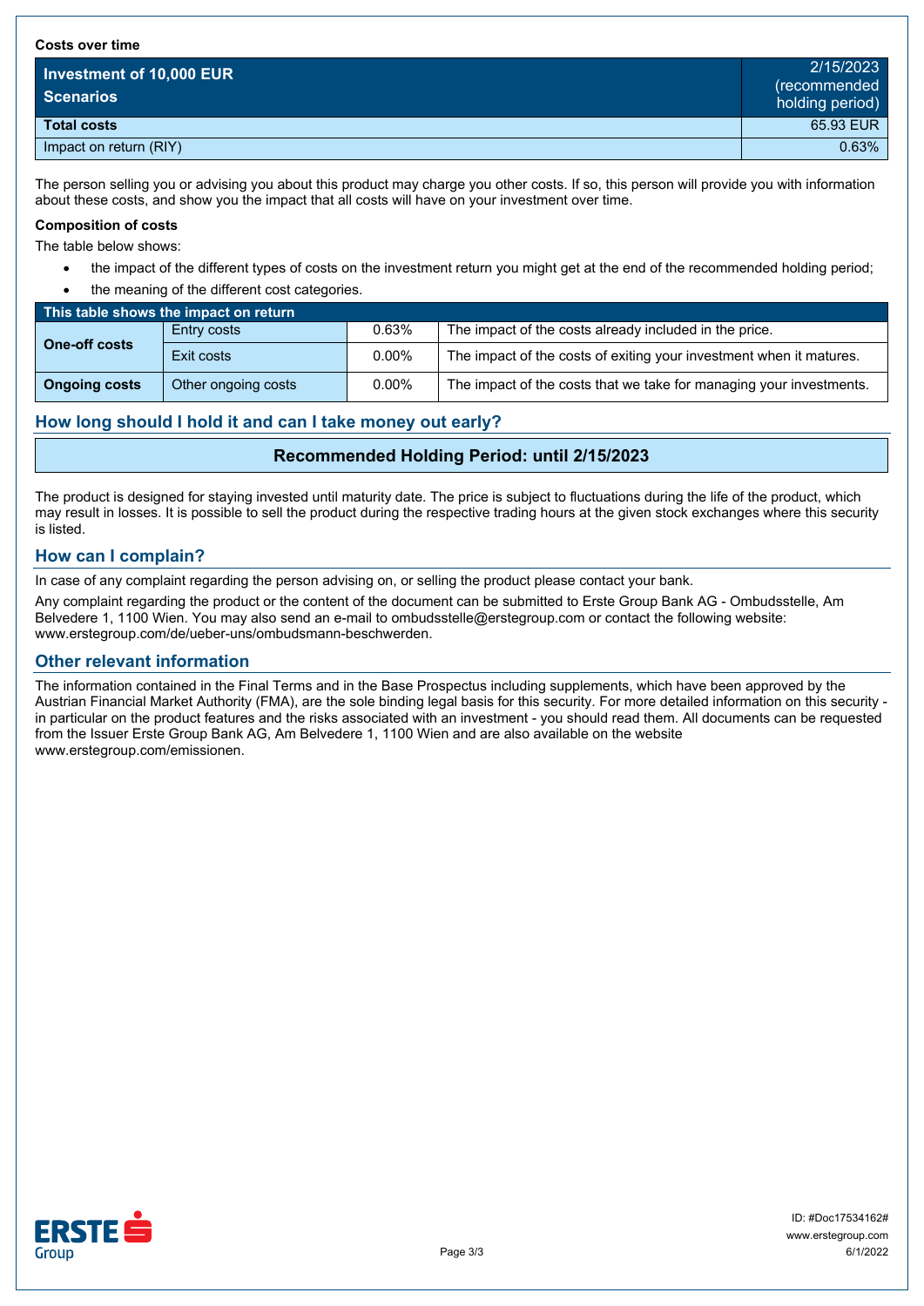**Costs over time**

| Investment of 10,000 EUR<br>Scenarios | 2/15/2023 (recommended holding period) |
|---|---|
| **Total costs** | 65.93 EUR |
| Impact on return (RIY) | 0.63% |

The person selling you or advising you about this product may charge you other costs. If so, this person will provide you with information about these costs, and show you the impact that all costs will have on your investment over time.

**Composition of costs**

The table below shows:

- the impact of the different types of costs on the investment return you might get at the end of the recommended holding period;
- the meaning of the different cost categories.

| This table shows the impact on return | | | |
|---|---|---|---|
| **One-off costs** | Entry costs | 0.63% | The impact of the costs already included in the price. |
| | Exit costs | 0.00% | The impact of the costs of exiting your investment when it matures. |
| **Ongoing costs** | Other ongoing costs | 0.00% | The impact of the costs that we take for managing your investments. |

## How long should I hold it and can I take money out early?

**Recommended Holding Period: until 2/15/2023**

The product is designed for staying invested until maturity date. The price is subject to fluctuations during the life of the product, which may result in losses. It is possible to sell the product during the respective trading hours at the given stock exchanges where this security is listed.

## How can I complain?

In case of any complaint regarding the person advising on, or selling the product please contact your bank.

Any complaint regarding the product or the content of the document can be submitted to Erste Group Bank AG - Ombudsstelle, Am Belvedere 1, 1100 Wien. You may also send an e-mail to ombudsstelle@erstegroup.com or contact the following website: www.erstegroup.com/de/ueber-uns/ombudsmann-beschwerden.

## Other relevant information

The information contained in the Final Terms and in the Base Prospectus including supplements, which have been approved by the Austrian Financial Market Authority (FMA), are the sole binding legal basis for this security. For more detailed information on this security - in particular on the product features and the risks associated with an investment - you should read them. All documents can be requested from the Issuer Erste Group Bank AG, Am Belvedere 1, 1100 Wien and are also available on the website www.erstegroup.com/emissionen.